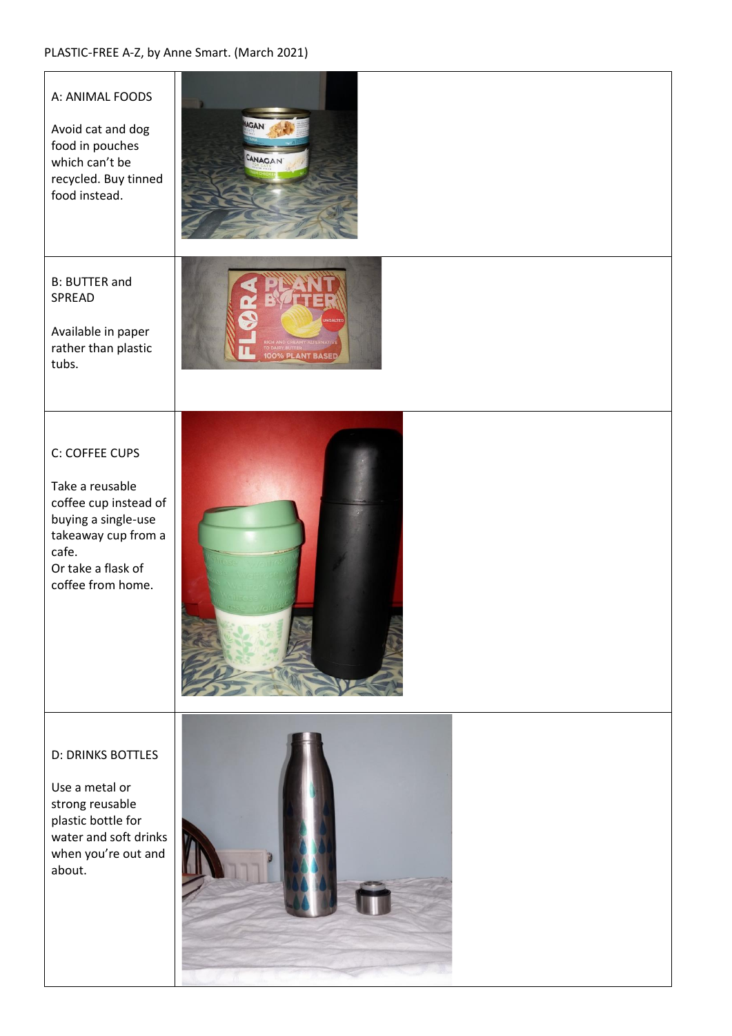PLASTIC-FREE A-Z, by Anne Smart. (March 2021)

| | |
|---|---|
| A: ANIMAL FOODS<br><br>Avoid cat and dog food in pouches which can't be recycled. Buy tinned food instead. | |
| B: BUTTER and SPREAD<br><br>Available in paper rather than plastic tubs. | |
| C: COFFEE CUPS<br><br>Take a reusable coffee cup instead of buying a single-use takeaway cup from a cafe.<br>Or take a flask of coffee from home. | |
| D: DRINKS BOTTLES<br><br>Use a metal or strong reusable plastic bottle for water and soft drinks when you're out and about. | |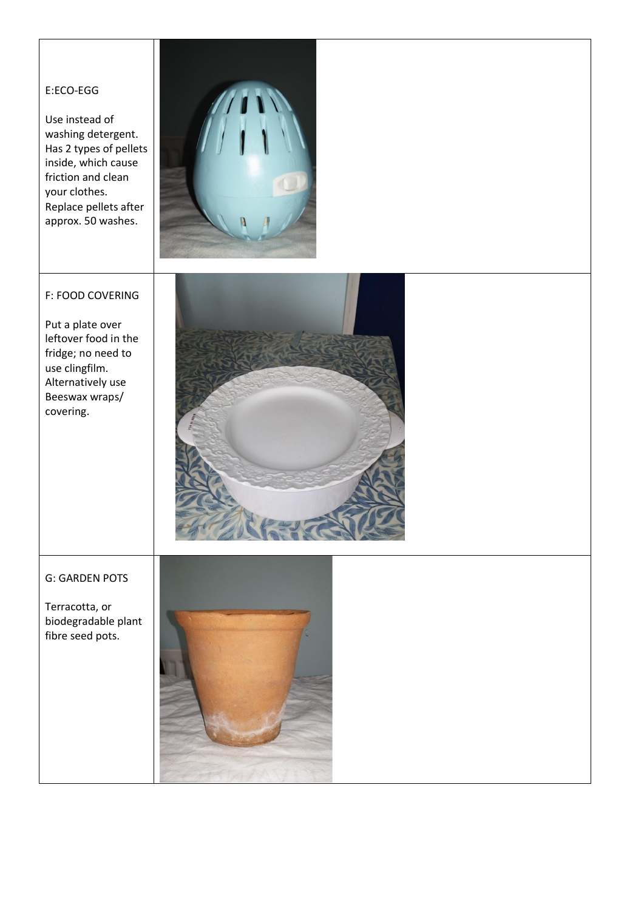| | |
|---|---|
| E:ECO-EGG<br><br>Use instead of washing detergent. Has 2 types of pellets inside, which cause friction and clean your clothes. Replace pellets after approx. 50 washes. | |
| F: FOOD COVERING<br><br>Put a plate over leftover food in the fridge; no need to use clingfilm. Alternatively use Beeswax wraps/ covering. | |
| G: GARDEN POTS<br><br>Terracotta, or biodegradable plant fibre seed pots. | |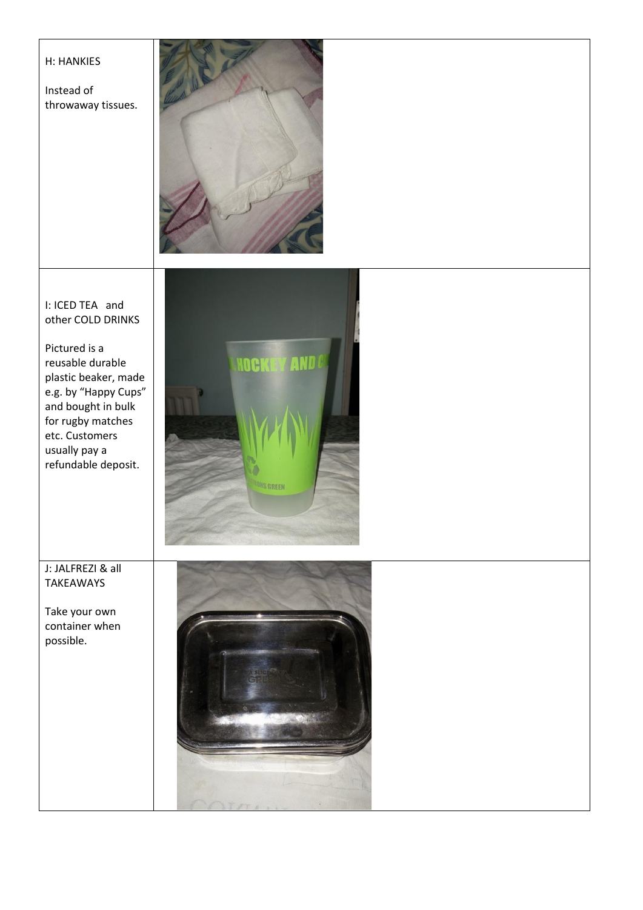| | |
|---|---|
| H: HANKIES<br><br>Instead of throwaway tissues. | |
| I: ICED TEA and other COLD DRINKS<br><br>Pictured is a reusable durable plastic beaker, made e.g. by "Happy Cups" and bought in bulk for rugby matches etc. Customers usually pay a refundable deposit. | |
| J: JALFREZI & all TAKEAWAYS<br><br>Take your own container when possible. | |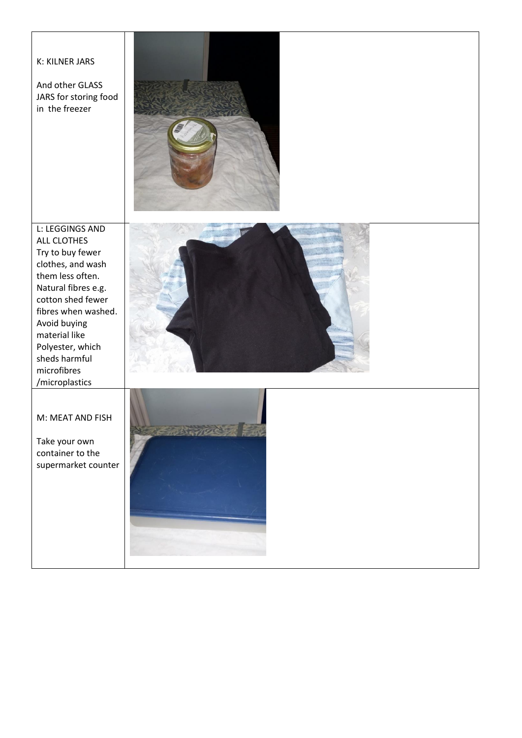| | |
|---|---|
| K: KILNER JARS<br><br>And other GLASS JARS for storing food in the freezer | |
| L: LEGGINGS AND ALL CLOTHES<br>Try to buy fewer clothes, and wash them less often. Natural fibres e.g. cotton shed fewer fibres when washed. Avoid buying material like Polyester, which sheds harmful microfibres /microplastics | |
| M: MEAT AND FISH<br><br>Take your own container to the supermarket counter | |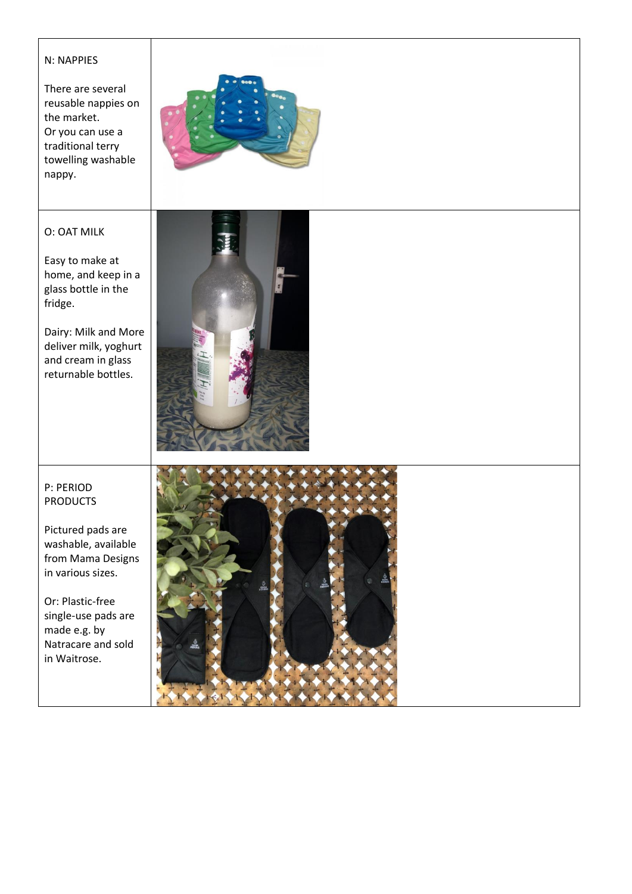| | |
|---|---|
| N: NAPPIES<br><br>There are several reusable nappies on the market.<br>Or you can use a traditional terry towelling washable nappy. | |
| O: OAT MILK<br><br>Easy to make at home, and keep in a glass bottle in the fridge.<br><br>Dairy: Milk and More deliver milk, yoghurt and cream in glass returnable bottles. | |
| P: PERIOD PRODUCTS<br><br>Pictured pads are washable, available from Mama Designs in various sizes.<br><br>Or: Plastic-free single-use pads are made e.g. by Natracare and sold in Waitrose. | |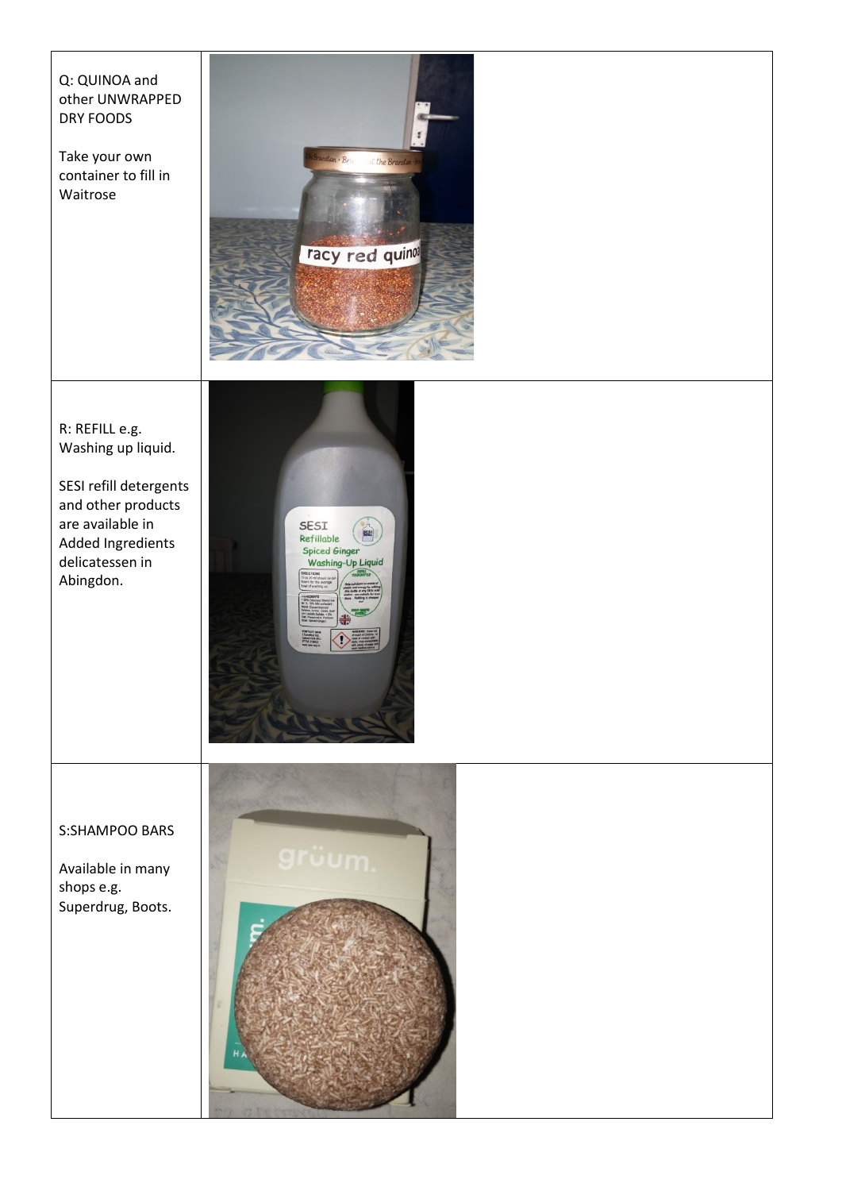| | |
|---|---|
| Q: QUINOA and other UNWRAPPED DRY FOODS<br><br>Take your own container to fill in Waitrose | |
| R: REFILL e.g. Washing up liquid.<br><br>SESI refill detergents and other products are available in Added Ingredients delicatessen in Abingdon. | |
| S:SHAMPOO BARS<br><br>Available in many shops e.g. Superdrug, Boots. | |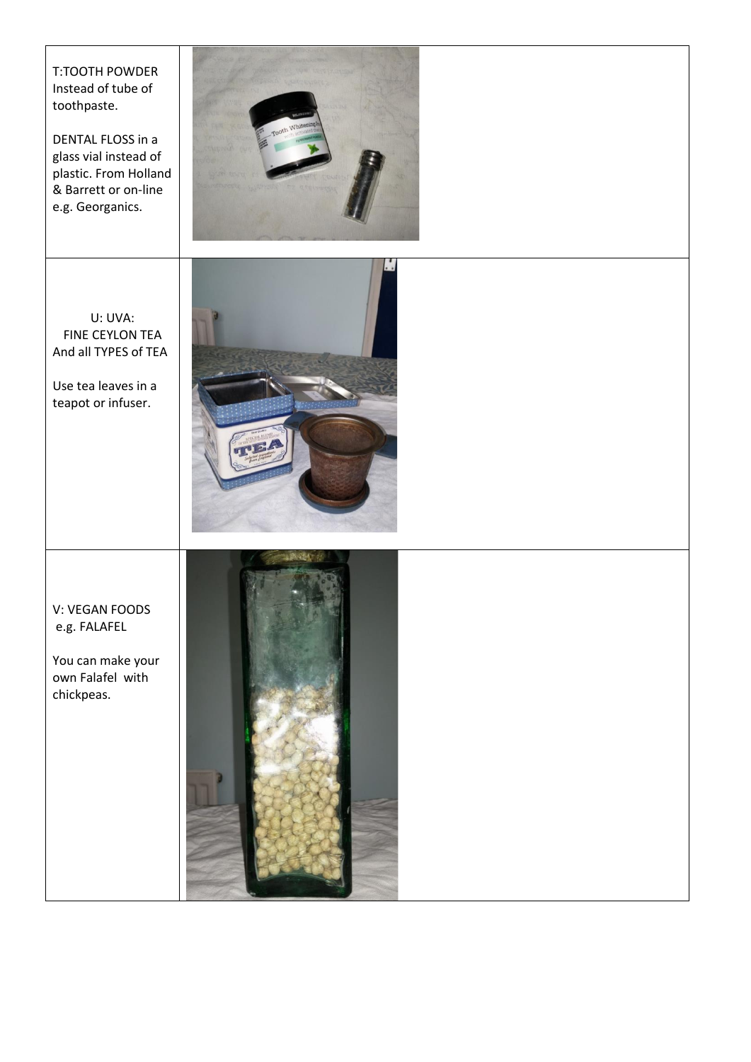| | |
|---|---|
| T:TOOTH POWDER Instead of tube of toothpaste.<br><br>DENTAL FLOSS in a glass vial instead of plastic. From Holland & Barrett or on-line e.g. Georganics. | |
| U: UVA:<br>FINE CEYLON TEA<br>And all TYPES of TEA<br><br>Use tea leaves in a teapot or infuser. | |
| V: VEGAN FOODS<br>e.g. FALAFEL<br><br>You can make your own Falafel with chickpeas. | |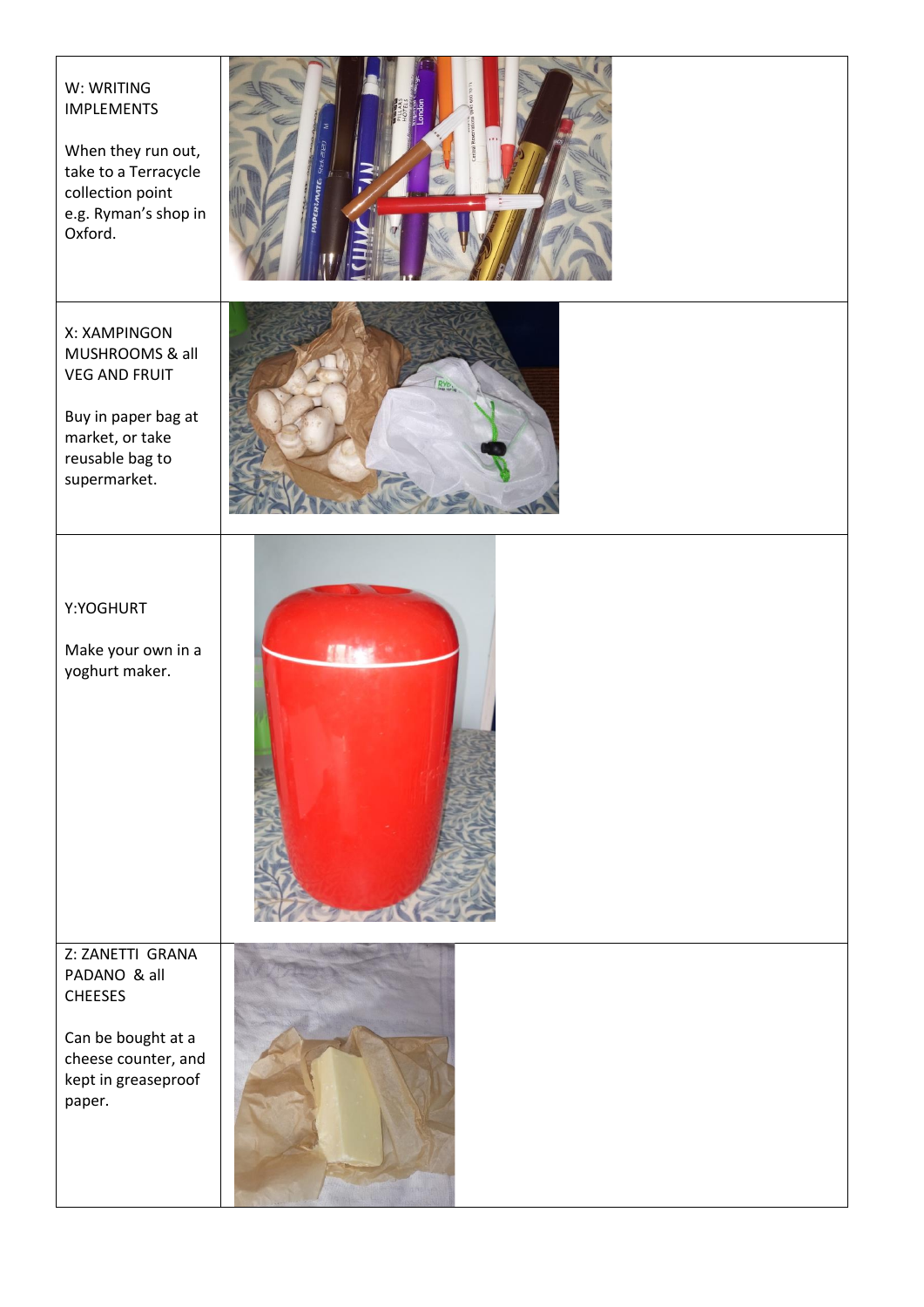| | |
|---|---|
| W: WRITING IMPLEMENTS<br><br>When they run out, take to a Terracycle collection point e.g. Ryman's shop in Oxford. | |
| X: XAMPINGON MUSHROOMS & all VEG AND FRUIT<br><br>Buy in paper bag at market, or take reusable bag to supermarket. | |
| Y:YOGHURT<br><br>Make your own in a yoghurt maker. | |
| Z: ZANETTI GRANA PADANO & all CHEESES<br><br>Can be bought at a cheese counter, and kept in greaseproof paper. | |